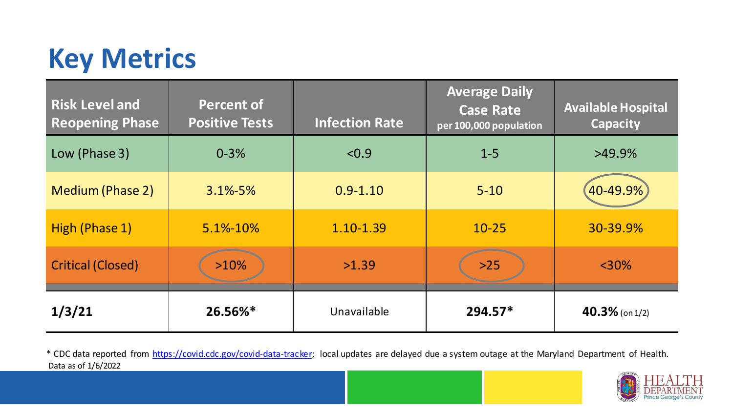# Key Metrics

| Risk Level and Reopening Phase | Percent of Positive Tests | Infection Rate | Average Daily Case Rate per 100,000 population | Available Hospital Capacity |
|---|---|---|---|---|
| Low (Phase 3) | 0-3% | <0.9 | 1-5 | >49.9% |
| Medium (Phase 2) | 3.1%-5% | 0.9-1.10 | 5-10 | 40-49.9% |
| High (Phase 1) | 5.1%-10% | 1.10-1.39 | 10-25 | 30-39.9% |
| Critical (Closed) | >10% | >1.39 | >25 | <30% |
| **1/3/21** | **26.56%*** | Unavailable | **294.57*** | **40.3%** (on 1/2) |

* CDC data reported from https://covid.cdc.gov/covid-data-tracker; local updates are delayed due a system outage at the Maryland Department of Health.
Data as of 1/6/2022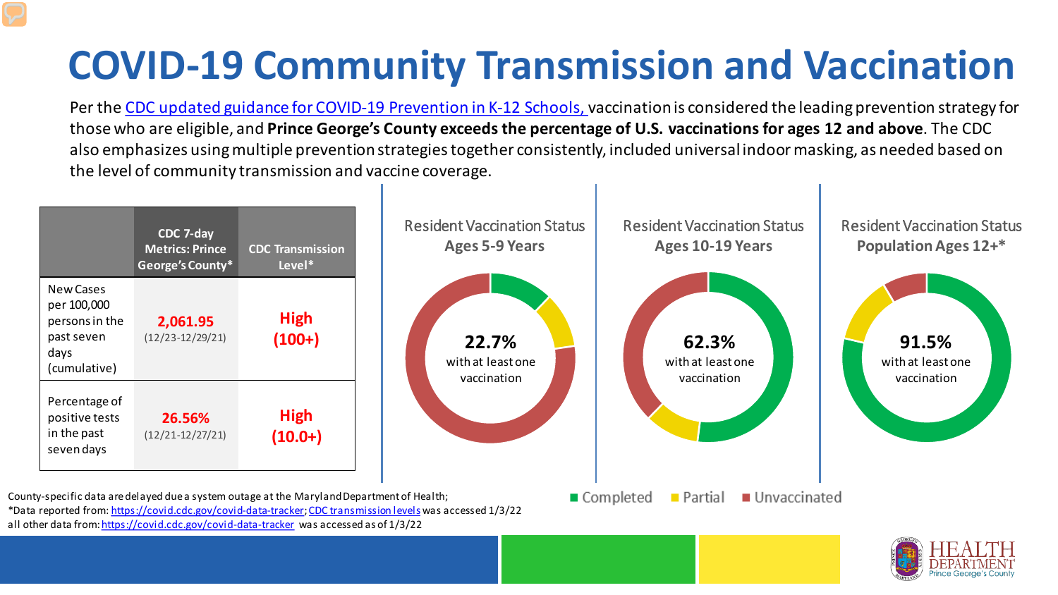# COVID-19 Community Transmission and Vaccination

Per the CDC updated guidance for COVID-19 Prevention in K-12 Schools, vaccination is considered the leading prevention strategy for those who are eligible, and **Prince George's County exceeds the percentage of U.S. vaccinations for ages 12 and above**. The CDC also emphasizes using multiple prevention strategies together consistently, included universal indoor masking, as needed based on the level of community transmission and vaccine coverage.

| | CDC 7-day Metrics: Prince George's County* | CDC Transmission Level* |
|---|---|---|
| New Cases per 100,000 persons in the past seven days (cumulative) | **2,061.95** (12/23-12/29/21) | **High (100+)** |
| Percentage of positive tests in the past seven days | **26.56%** (12/21-12/27/21) | **High (10.0+)** |

**Resident Vaccination Status Ages 5-9 Years**

**22.7%** with at least one vaccination

**Resident Vaccination Status Ages 10-19 Years**

**62.3%** with at least one vaccination

**Resident Vaccination Status Population Ages 12+***

**91.5%** with at least one vaccination

■ Completed ■ Partial ■ Unvaccinated

County-specific data are delayed due a system outage at the Maryland Department of Health;
*Data reported from: https://covid.cdc.gov/covid-data-tracker; CDC transmission levels was accessed 1/3/22
all other data from: https://covid.cdc.gov/covid-data-tracker was accessed as of 1/3/22

HEALTH DEPARTMENT Prince George's County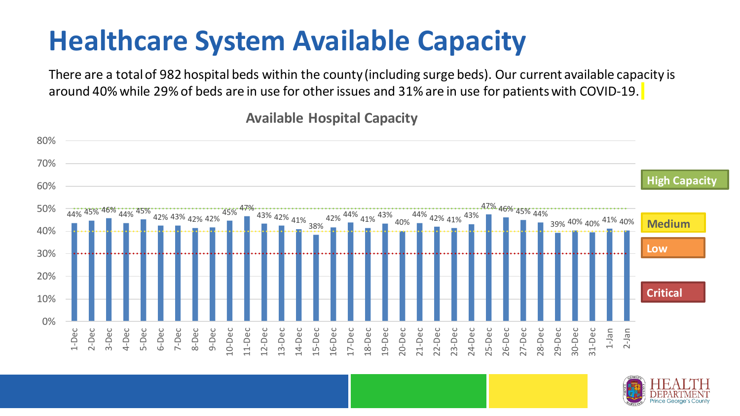# Healthcare System Available Capacity

There are a total of 982 hospital beds within the county (including surge beds). Our current available capacity is around 40% while 29% of beds are in use for other issues and 31% are in use for patients with COVID-19.

**Available Hospital Capacity**

80%
70%
60%
50%
40%
30%
20%
10%
0%

44% 45% 46% 44% 45% 42% 43% 42% 42% 45% 47% 43% 42% 41% 38% 42% 44% 41% 43% 40% 44% 42% 41% 43% 47% 46% 45% 44% 39% 40% 40% 41% 40%

1-Dec 2-Dec 3-Dec 4-Dec 5-Dec 6-Dec 7-Dec 8-Dec 9-Dec 10-Dec 11-Dec 12-Dec 13-Dec 14-Dec 15-Dec 16-Dec 17-Dec 18-Dec 19-Dec 20-Dec 21-Dec 22-Dec 23-Dec 24-Dec 25-Dec 26-Dec 27-Dec 28-Dec 29-Dec 30-Dec 31-Dec 1-Jan 2-Jan

High Capacity
Medium
Low
Critical